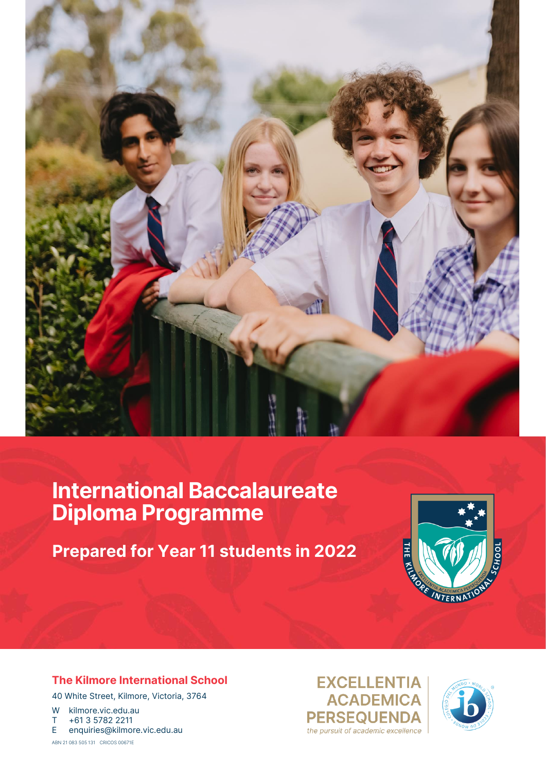# International Baccalaureate Diploma Programme

## Prepared for Year 11 students in 2022

**The Kilmore International School**

40 White Street, Kilmore, Victoria, 3764

W kilmore.vic.edu.au
T +61 3 5782 2211
E enquiries@kilmore.vic.edu.au

ABN 21 083 505 131 CRICOS 00671E

EXCELLENTIA ACADEMICA PERSEQUENDA
*the pursuit of academic excellence*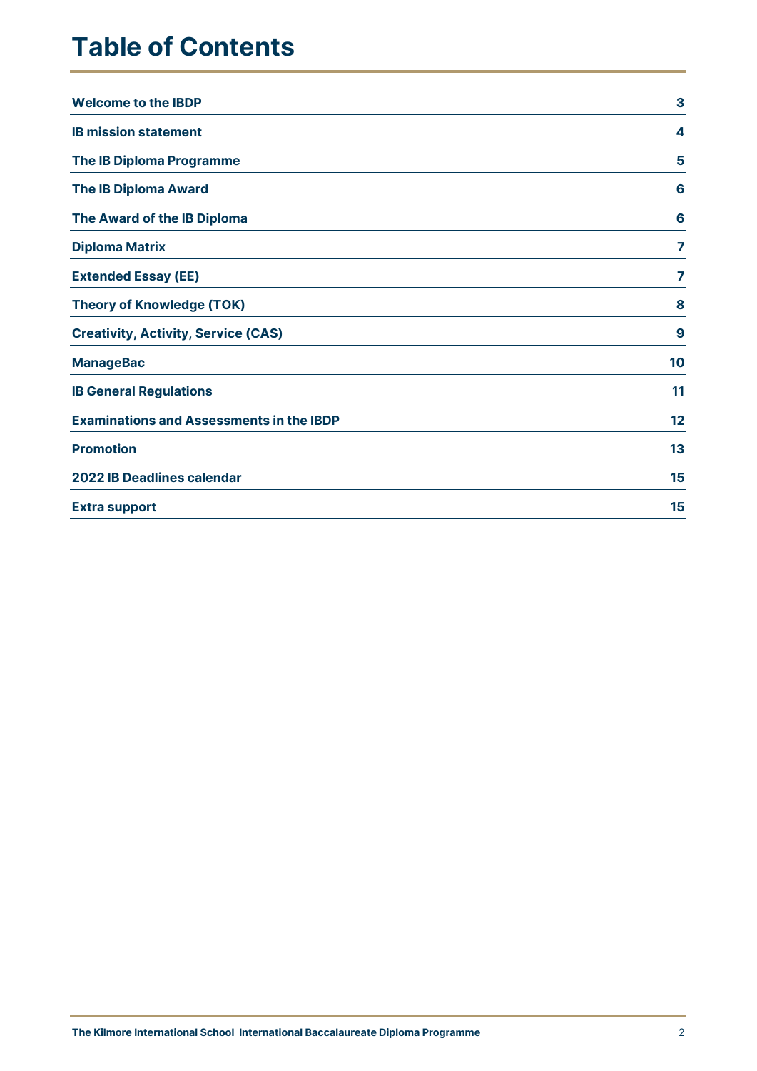# Table of Contents

| | |
|---|---|
| **Welcome to the IBDP** | **3** |
| **IB mission statement** | **4** |
| **The IB Diploma Programme** | **5** |
| **The IB Diploma Award** | **6** |
| **The Award of the IB Diploma** | **6** |
| **Diploma Matrix** | **7** |
| **Extended Essay (EE)** | **7** |
| **Theory of Knowledge (TOK)** | **8** |
| **Creativity, Activity, Service (CAS)** | **9** |
| **ManageBac** | **10** |
| **IB General Regulations** | **11** |
| **Examinations and Assessments in the IBDP** | **12** |
| **Promotion** | **13** |
| **2022 IB Deadlines calendar** | **15** |
| **Extra support** | **15** |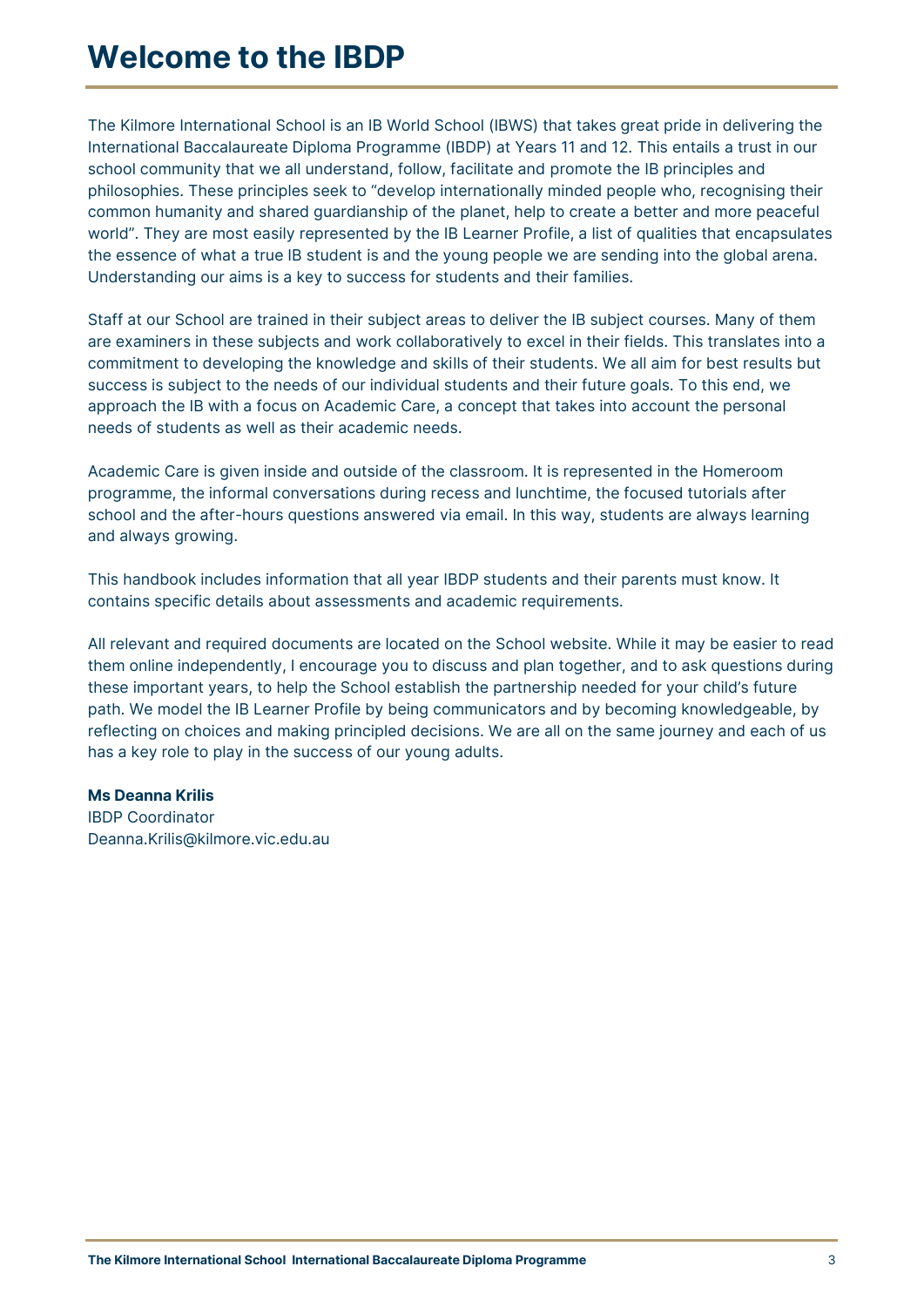# Welcome to the IBDP

The Kilmore International School is an IB World School (IBWS) that takes great pride in delivering the International Baccalaureate Diploma Programme (IBDP) at Years 11 and 12. This entails a trust in our school community that we all understand, follow, facilitate and promote the IB principles and philosophies. These principles seek to "develop internationally minded people who, recognising their common humanity and shared guardianship of the planet, help to create a better and more peaceful world". They are most easily represented by the IB Learner Profile, a list of qualities that encapsulates the essence of what a true IB student is and the young people we are sending into the global arena. Understanding our aims is a key to success for students and their families.

Staff at our School are trained in their subject areas to deliver the IB subject courses. Many of them are examiners in these subjects and work collaboratively to excel in their fields. This translates into a commitment to developing the knowledge and skills of their students. We all aim for best results but success is subject to the needs of our individual students and their future goals. To this end, we approach the IB with a focus on Academic Care, a concept that takes into account the personal needs of students as well as their academic needs.

Academic Care is given inside and outside of the classroom. It is represented in the Homeroom programme, the informal conversations during recess and lunchtime, the focused tutorials after school and the after-hours questions answered via email. In this way, students are always learning and always growing.

This handbook includes information that all year IBDP students and their parents must know. It contains specific details about assessments and academic requirements.

All relevant and required documents are located on the School website. While it may be easier to read them online independently, I encourage you to discuss and plan together, and to ask questions during these important years, to help the School establish the partnership needed for your child's future path. We model the IB Learner Profile by being communicators and by becoming knowledgeable, by reflecting on choices and making principled decisions. We are all on the same journey and each of us has a key role to play in the success of our young adults.

**Ms Deanna Krilis**
IBDP Coordinator
Deanna.Krilis@kilmore.vic.edu.au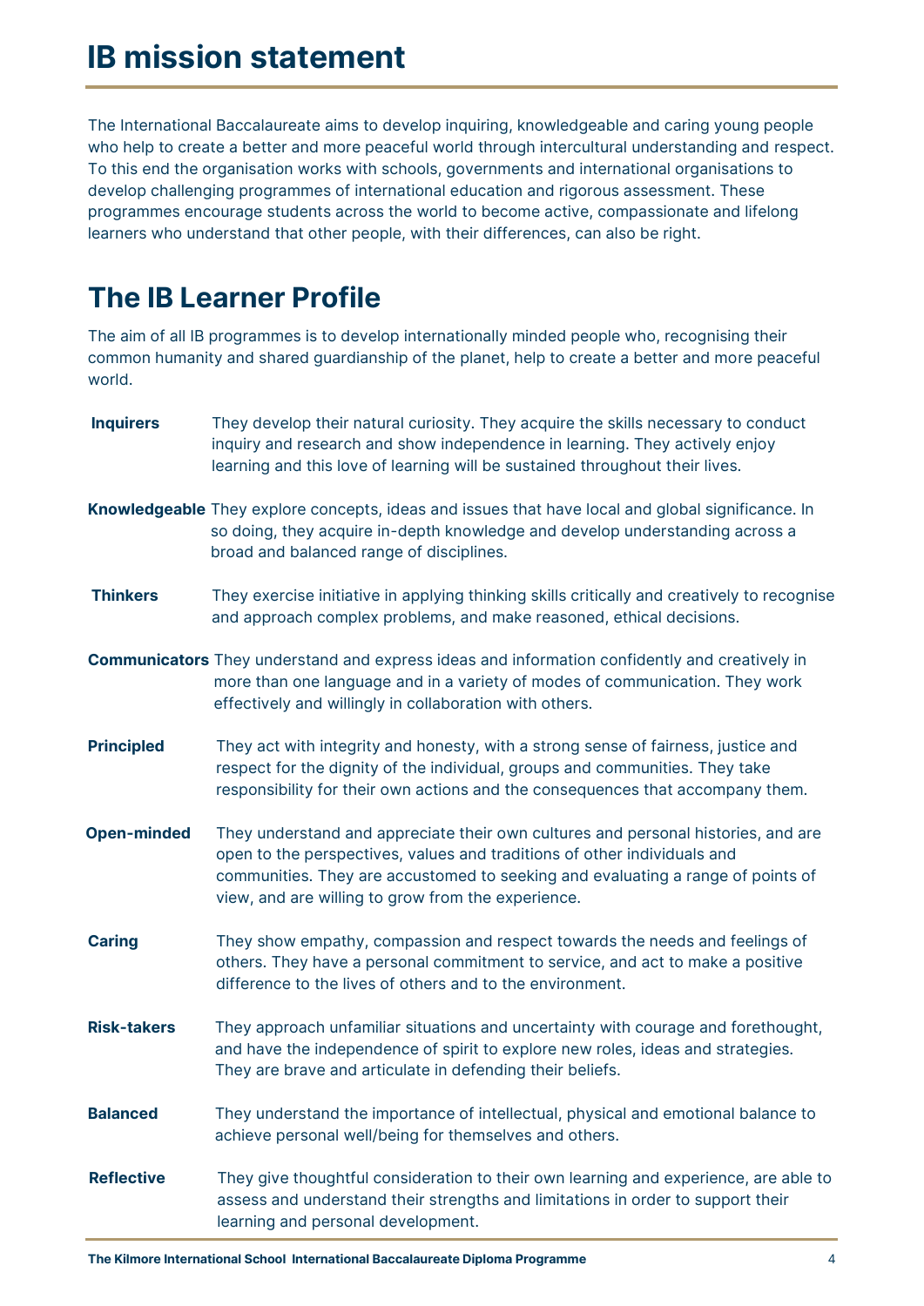# IB mission statement

The International Baccalaureate aims to develop inquiring, knowledgeable and caring young people who help to create a better and more peaceful world through intercultural understanding and respect. To this end the organisation works with schools, governments and international organisations to develop challenging programmes of international education and rigorous assessment. These programmes encourage students across the world to become active, compassionate and lifelong learners who understand that other people, with their differences, can also be right.

# The IB Learner Profile

The aim of all IB programmes is to develop internationally minded people who, recognising their common humanity and shared guardianship of the planet, help to create a better and more peaceful world.

**Inquirers** They develop their natural curiosity. They acquire the skills necessary to conduct inquiry and research and show independence in learning. They actively enjoy learning and this love of learning will be sustained throughout their lives.

**Knowledgeable** They explore concepts, ideas and issues that have local and global significance. In so doing, they acquire in-depth knowledge and develop understanding across a broad and balanced range of disciplines.

**Thinkers** They exercise initiative in applying thinking skills critically and creatively to recognise and approach complex problems, and make reasoned, ethical decisions.

**Communicators** They understand and express ideas and information confidently and creatively in more than one language and in a variety of modes of communication. They work effectively and willingly in collaboration with others.

**Principled** They act with integrity and honesty, with a strong sense of fairness, justice and respect for the dignity of the individual, groups and communities. They take responsibility for their own actions and the consequences that accompany them.

**Open-minded** They understand and appreciate their own cultures and personal histories, and are open to the perspectives, values and traditions of other individuals and communities. They are accustomed to seeking and evaluating a range of points of view, and are willing to grow from the experience.

**Caring** They show empathy, compassion and respect towards the needs and feelings of others. They have a personal commitment to service, and act to make a positive difference to the lives of others and to the environment.

**Risk-takers** They approach unfamiliar situations and uncertainty with courage and forethought, and have the independence of spirit to explore new roles, ideas and strategies. They are brave and articulate in defending their beliefs.

**Balanced** They understand the importance of intellectual, physical and emotional balance to achieve personal well/being for themselves and others.

**Reflective** They give thoughtful consideration to their own learning and experience, are able to assess and understand their strengths and limitations in order to support their learning and personal development.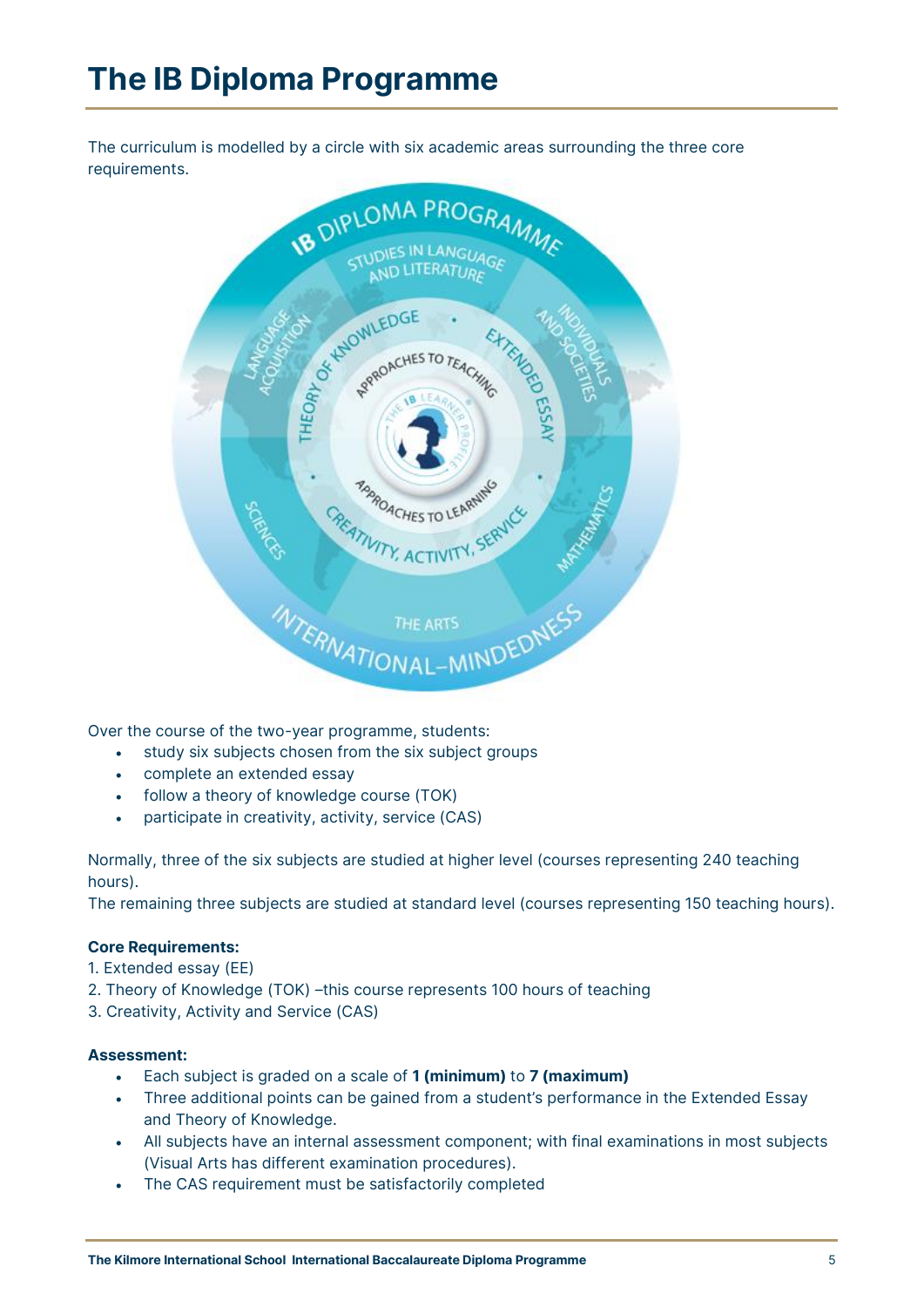# The IB Diploma Programme

The curriculum is modelled by a circle with six academic areas surrounding the three core requirements.

Over the course of the two-year programme, students:

- study six subjects chosen from the six subject groups
- complete an extended essay
- follow a theory of knowledge course (TOK)
- participate in creativity, activity, service (CAS)

Normally, three of the six subjects are studied at higher level (courses representing 240 teaching hours).
The remaining three subjects are studied at standard level (courses representing 150 teaching hours).

**Core Requirements:**

1. Extended essay (EE)
2. Theory of Knowledge (TOK) –this course represents 100 hours of teaching
3. Creativity, Activity and Service (CAS)

**Assessment:**

- Each subject is graded on a scale of **1 (minimum)** to **7 (maximum)**
- Three additional points can be gained from a student's performance in the Extended Essay and Theory of Knowledge.
- All subjects have an internal assessment component; with final examinations in most subjects (Visual Arts has different examination procedures).
- The CAS requirement must be satisfactorily completed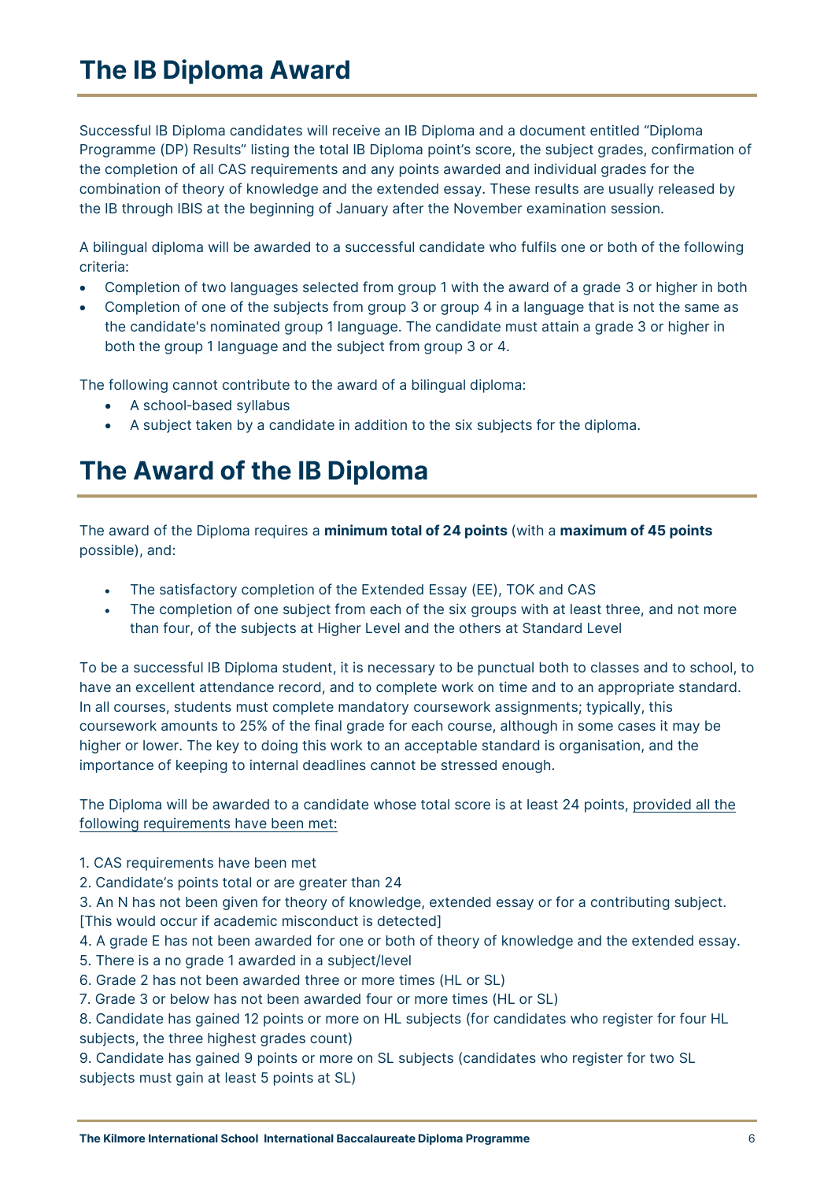# The IB Diploma Award

Successful IB Diploma candidates will receive an IB Diploma and a document entitled "Diploma Programme (DP) Results" listing the total IB Diploma point's score, the subject grades, confirmation of the completion of all CAS requirements and any points awarded and individual grades for the combination of theory of knowledge and the extended essay. These results are usually released by the IB through IBIS at the beginning of January after the November examination session.

A bilingual diploma will be awarded to a successful candidate who fulfils one or both of the following criteria:

- Completion of two languages selected from group 1 with the award of a grade 3 or higher in both
- Completion of one of the subjects from group 3 or group 4 in a language that is not the same as the candidate's nominated group 1 language. The candidate must attain a grade 3 or higher in both the group 1 language and the subject from group 3 or 4.

The following cannot contribute to the award of a bilingual diploma:

- A school-based syllabus
- A subject taken by a candidate in addition to the six subjects for the diploma.

# The Award of the IB Diploma

The award of the Diploma requires a **minimum total of 24 points** (with a **maximum of 45 points** possible), and:

- The satisfactory completion of the Extended Essay (EE), TOK and CAS
- The completion of one subject from each of the six groups with at least three, and not more than four, of the subjects at Higher Level and the others at Standard Level

To be a successful IB Diploma student, it is necessary to be punctual both to classes and to school, to have an excellent attendance record, and to complete work on time and to an appropriate standard. In all courses, students must complete mandatory coursework assignments; typically, this coursework amounts to 25% of the final grade for each course, although in some cases it may be higher or lower. The key to doing this work to an acceptable standard is organisation, and the importance of keeping to internal deadlines cannot be stressed enough.

The Diploma will be awarded to a candidate whose total score is at least 24 points, provided all the following requirements have been met:

1. CAS requirements have been met
2. Candidate's points total or are greater than 24
3. An N has not been given for theory of knowledge, extended essay or for a contributing subject. [This would occur if academic misconduct is detected]
4. A grade E has not been awarded for one or both of theory of knowledge and the extended essay.
5. There is a no grade 1 awarded in a subject/level
6. Grade 2 has not been awarded three or more times (HL or SL)
7. Grade 3 or below has not been awarded four or more times (HL or SL)
8. Candidate has gained 12 points or more on HL subjects (for candidates who register for four HL subjects, the three highest grades count)
9. Candidate has gained 9 points or more on SL subjects (candidates who register for two SL subjects must gain at least 5 points at SL)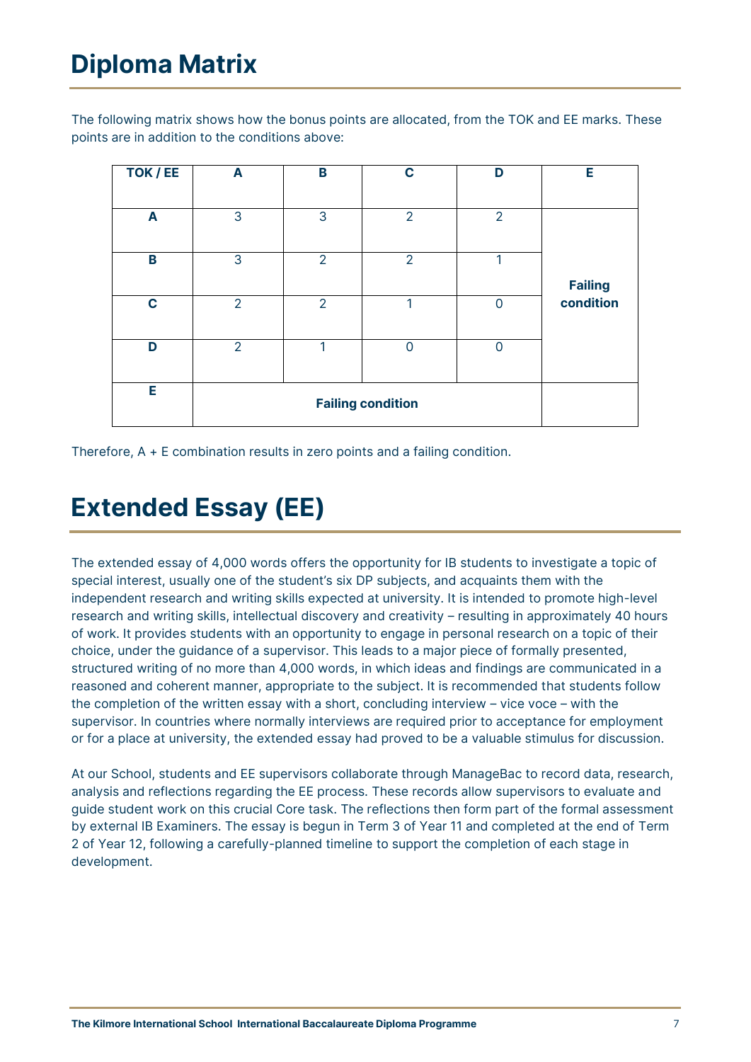# Diploma Matrix

The following matrix shows how the bonus points are allocated, from the TOK and EE marks. These points are in addition to the conditions above:

| TOK / EE | A | B | C | D | E |
|---|---|---|---|---|---|
| **A** | 3 | 3 | 2 | 2 | **Failing condition** |
| **B** | 3 | 2 | 2 | 1 | |
| **C** | 2 | 2 | 1 | 0 | |
| **D** | 2 | 1 | 0 | 0 | |
| **E** | **Failing condition** | | | | |

Therefore, A + E combination results in zero points and a failing condition.

# Extended Essay (EE)

The extended essay of 4,000 words offers the opportunity for IB students to investigate a topic of special interest, usually one of the student's six DP subjects, and acquaints them with the independent research and writing skills expected at university. It is intended to promote high-level research and writing skills, intellectual discovery and creativity – resulting in approximately 40 hours of work. It provides students with an opportunity to engage in personal research on a topic of their choice, under the guidance of a supervisor. This leads to a major piece of formally presented, structured writing of no more than 4,000 words, in which ideas and findings are communicated in a reasoned and coherent manner, appropriate to the subject. It is recommended that students follow the completion of the written essay with a short, concluding interview – vice voce – with the supervisor. In countries where normally interviews are required prior to acceptance for employment or for a place at university, the extended essay had proved to be a valuable stimulus for discussion.

At our School, students and EE supervisors collaborate through ManageBac to record data, research, analysis and reflections regarding the EE process. These records allow supervisors to evaluate and guide student work on this crucial Core task. The reflections then form part of the formal assessment by external IB Examiners. The essay is begun in Term 3 of Year 11 and completed at the end of Term 2 of Year 12, following a carefully-planned timeline to support the completion of each stage in development.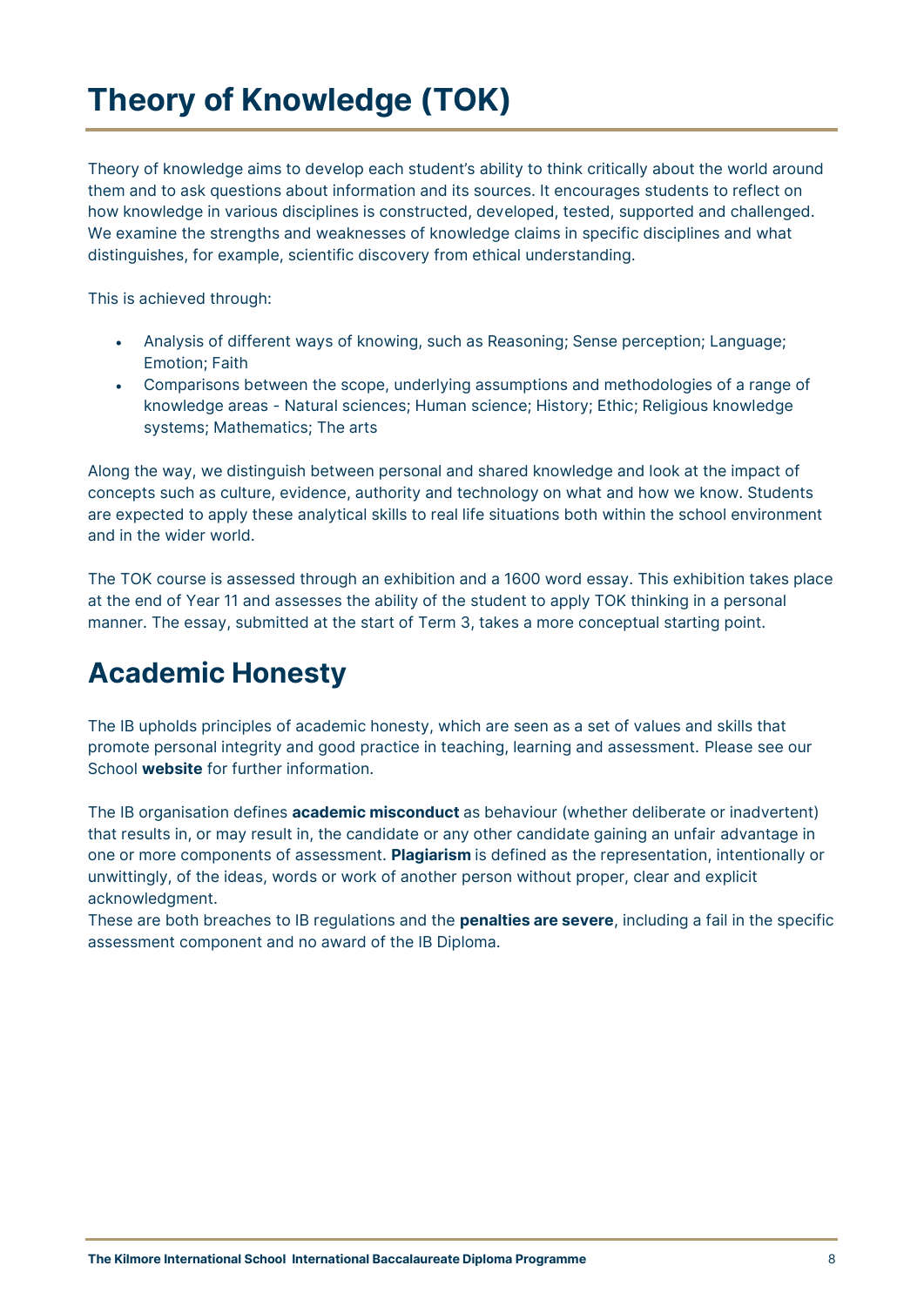# Theory of Knowledge (TOK)

Theory of knowledge aims to develop each student's ability to think critically about the world around them and to ask questions about information and its sources. It encourages students to reflect on how knowledge in various disciplines is constructed, developed, tested, supported and challenged. We examine the strengths and weaknesses of knowledge claims in specific disciplines and what distinguishes, for example, scientific discovery from ethical understanding.

This is achieved through:

- Analysis of different ways of knowing, such as Reasoning; Sense perception; Language; Emotion; Faith
- Comparisons between the scope, underlying assumptions and methodologies of a range of knowledge areas - Natural sciences; Human science; History; Ethic; Religious knowledge systems; Mathematics; The arts

Along the way, we distinguish between personal and shared knowledge and look at the impact of concepts such as culture, evidence, authority and technology on what and how we know. Students are expected to apply these analytical skills to real life situations both within the school environment and in the wider world.

The TOK course is assessed through an exhibition and a 1600 word essay. This exhibition takes place at the end of Year 11 and assesses the ability of the student to apply TOK thinking in a personal manner. The essay, submitted at the start of Term 3, takes a more conceptual starting point.

# Academic Honesty

The IB upholds principles of academic honesty, which are seen as a set of values and skills that promote personal integrity and good practice in teaching, learning and assessment. Please see our School **website** for further information.

The IB organisation defines **academic misconduct** as behaviour (whether deliberate or inadvertent) that results in, or may result in, the candidate or any other candidate gaining an unfair advantage in one or more components of assessment. **Plagiarism** is defined as the representation, intentionally or unwittingly, of the ideas, words or work of another person without proper, clear and explicit acknowledgment.
These are both breaches to IB regulations and the **penalties are severe**, including a fail in the specific assessment component and no award of the IB Diploma.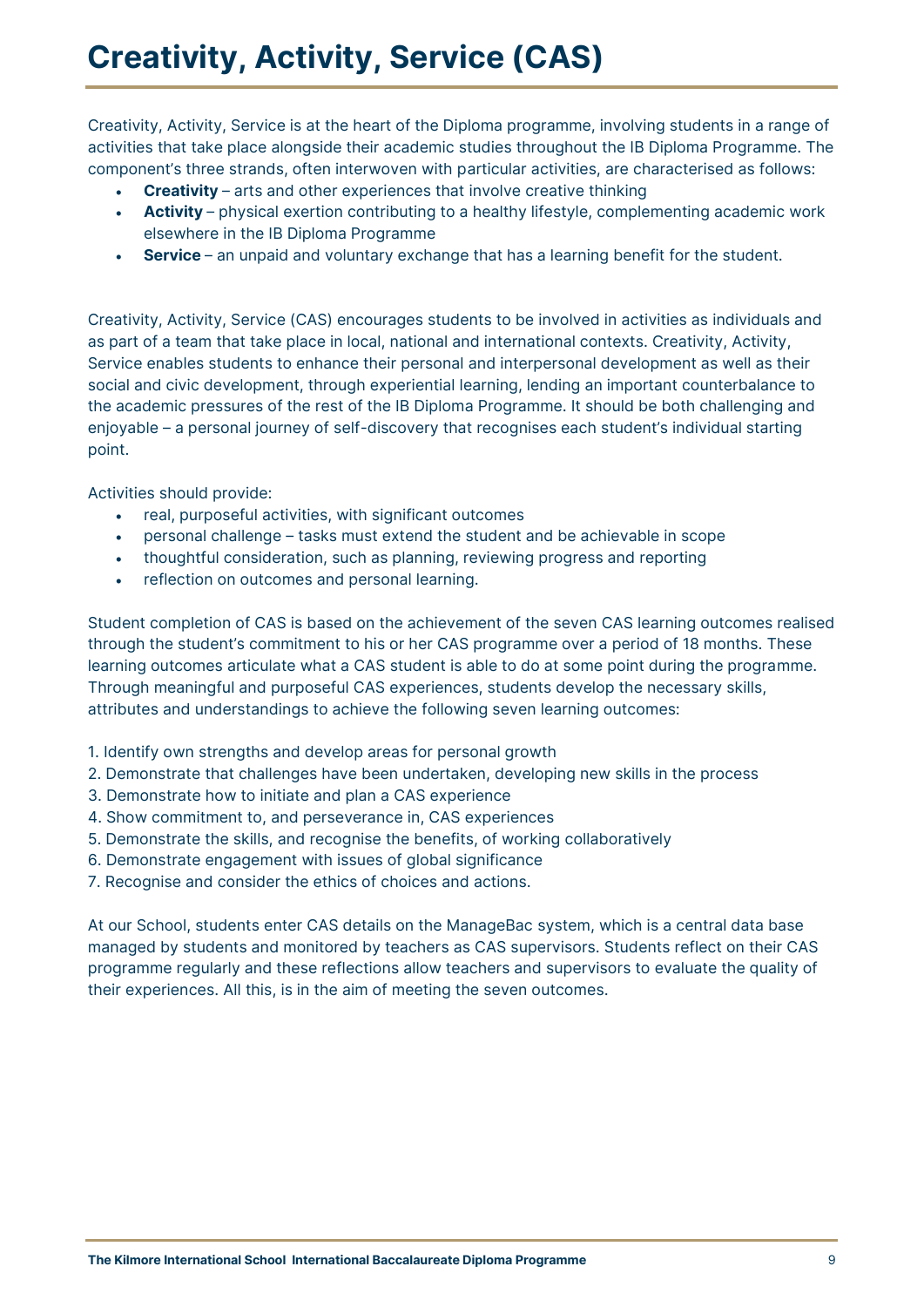# Creativity, Activity, Service (CAS)

Creativity, Activity, Service is at the heart of the Diploma programme, involving students in a range of activities that take place alongside their academic studies throughout the IB Diploma Programme. The component's three strands, often interwoven with particular activities, are characterised as follows:

- **Creativity** – arts and other experiences that involve creative thinking
- **Activity** – physical exertion contributing to a healthy lifestyle, complementing academic work elsewhere in the IB Diploma Programme
- **Service** – an unpaid and voluntary exchange that has a learning benefit for the student.

Creativity, Activity, Service (CAS) encourages students to be involved in activities as individuals and as part of a team that take place in local, national and international contexts. Creativity, Activity, Service enables students to enhance their personal and interpersonal development as well as their social and civic development, through experiential learning, lending an important counterbalance to the academic pressures of the rest of the IB Diploma Programme. It should be both challenging and enjoyable – a personal journey of self-discovery that recognises each student's individual starting point.

Activities should provide:

- real, purposeful activities, with significant outcomes
- personal challenge – tasks must extend the student and be achievable in scope
- thoughtful consideration, such as planning, reviewing progress and reporting
- reflection on outcomes and personal learning.

Student completion of CAS is based on the achievement of the seven CAS learning outcomes realised through the student's commitment to his or her CAS programme over a period of 18 months. These learning outcomes articulate what a CAS student is able to do at some point during the programme. Through meaningful and purposeful CAS experiences, students develop the necessary skills, attributes and understandings to achieve the following seven learning outcomes:

1. Identify own strengths and develop areas for personal growth
2. Demonstrate that challenges have been undertaken, developing new skills in the process
3. Demonstrate how to initiate and plan a CAS experience
4. Show commitment to, and perseverance in, CAS experiences
5. Demonstrate the skills, and recognise the benefits, of working collaboratively
6. Demonstrate engagement with issues of global significance
7. Recognise and consider the ethics of choices and actions.

At our School, students enter CAS details on the ManageBac system, which is a central data base managed by students and monitored by teachers as CAS supervisors. Students reflect on their CAS programme regularly and these reflections allow teachers and supervisors to evaluate the quality of their experiences. All this, is in the aim of meeting the seven outcomes.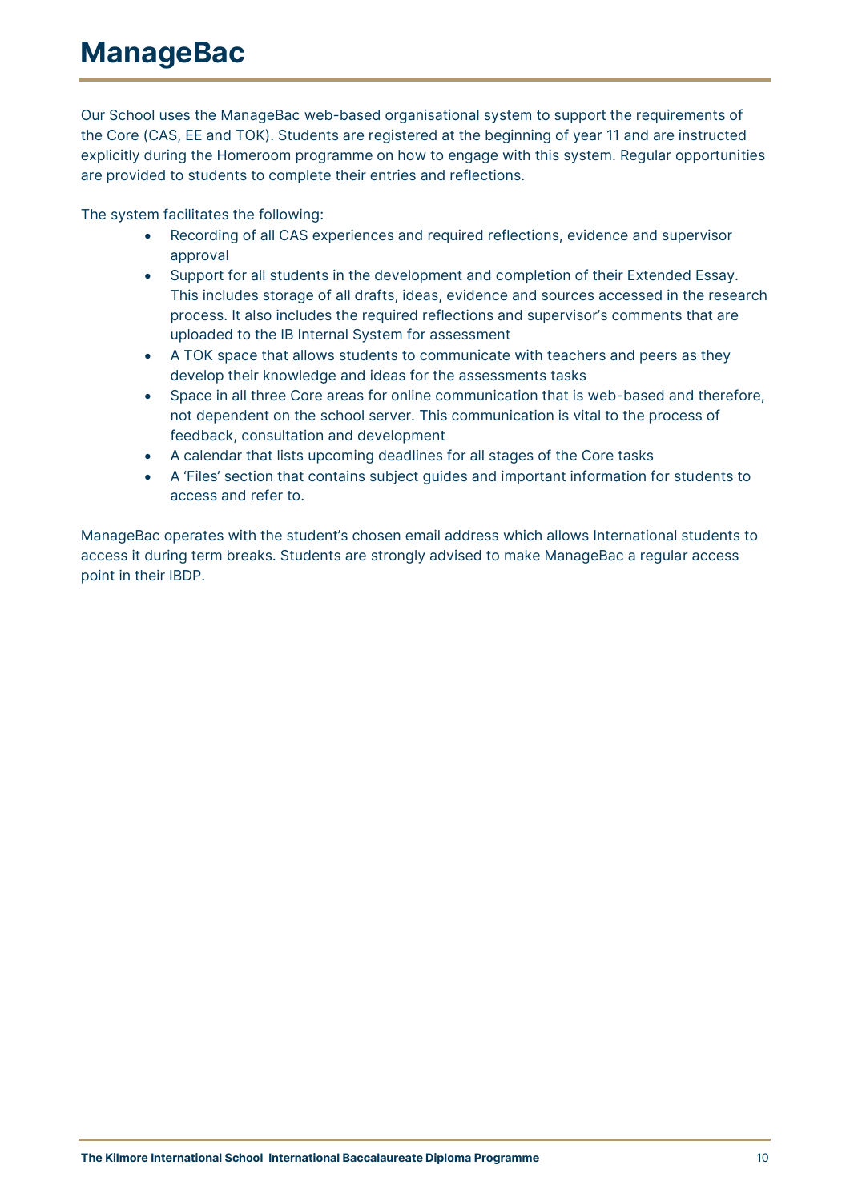# ManageBac

Our School uses the ManageBac web-based organisational system to support the requirements of the Core (CAS, EE and TOK). Students are registered at the beginning of year 11 and are instructed explicitly during the Homeroom programme on how to engage with this system. Regular opportunities are provided to students to complete their entries and reflections.

The system facilitates the following:

- Recording of all CAS experiences and required reflections, evidence and supervisor approval
- Support for all students in the development and completion of their Extended Essay. This includes storage of all drafts, ideas, evidence and sources accessed in the research process. It also includes the required reflections and supervisor's comments that are uploaded to the IB Internal System for assessment
- A TOK space that allows students to communicate with teachers and peers as they develop their knowledge and ideas for the assessments tasks
- Space in all three Core areas for online communication that is web-based and therefore, not dependent on the school server. This communication is vital to the process of feedback, consultation and development
- A calendar that lists upcoming deadlines for all stages of the Core tasks
- A 'Files' section that contains subject guides and important information for students to access and refer to.

ManageBac operates with the student's chosen email address which allows International students to access it during term breaks. Students are strongly advised to make ManageBac a regular access point in their IBDP.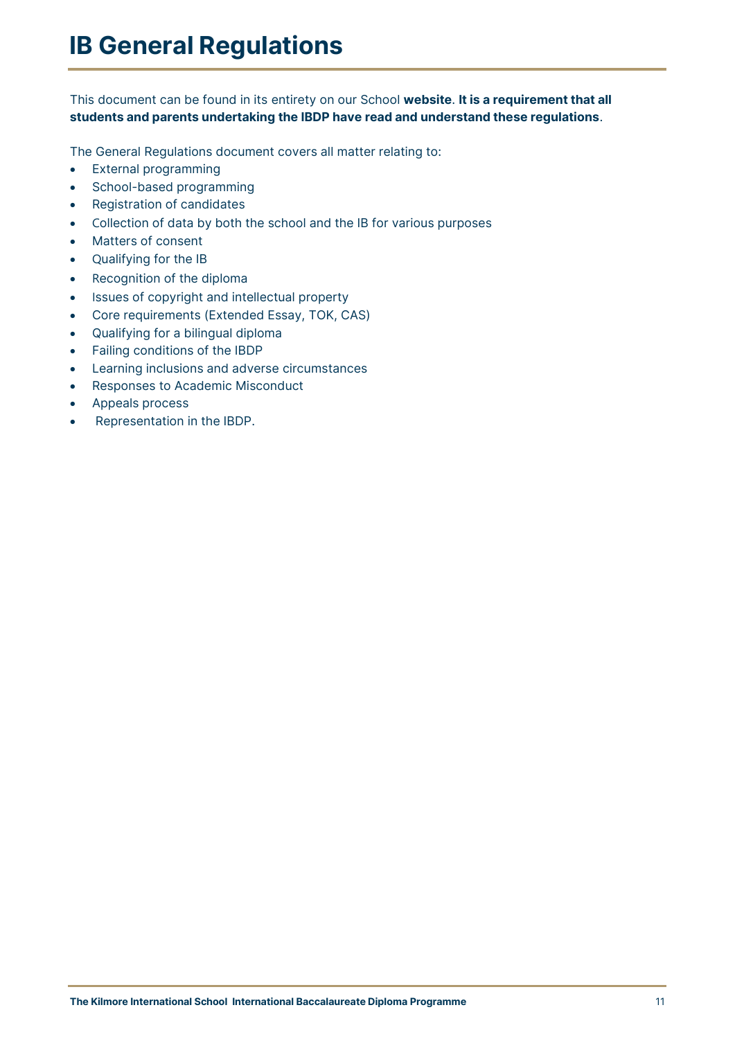# IB General Regulations

This document can be found in its entirety on our School **website**. **It is a requirement that all students and parents undertaking the IBDP have read and understand these regulations**.

The General Regulations document covers all matter relating to:

- External programming
- School-based programming
- Registration of candidates
- Collection of data by both the school and the IB for various purposes
- Matters of consent
- Qualifying for the IB
- Recognition of the diploma
- Issues of copyright and intellectual property
- Core requirements (Extended Essay, TOK, CAS)
- Qualifying for a bilingual diploma
- Failing conditions of the IBDP
- Learning inclusions and adverse circumstances
- Responses to Academic Misconduct
- Appeals process
- Representation in the IBDP.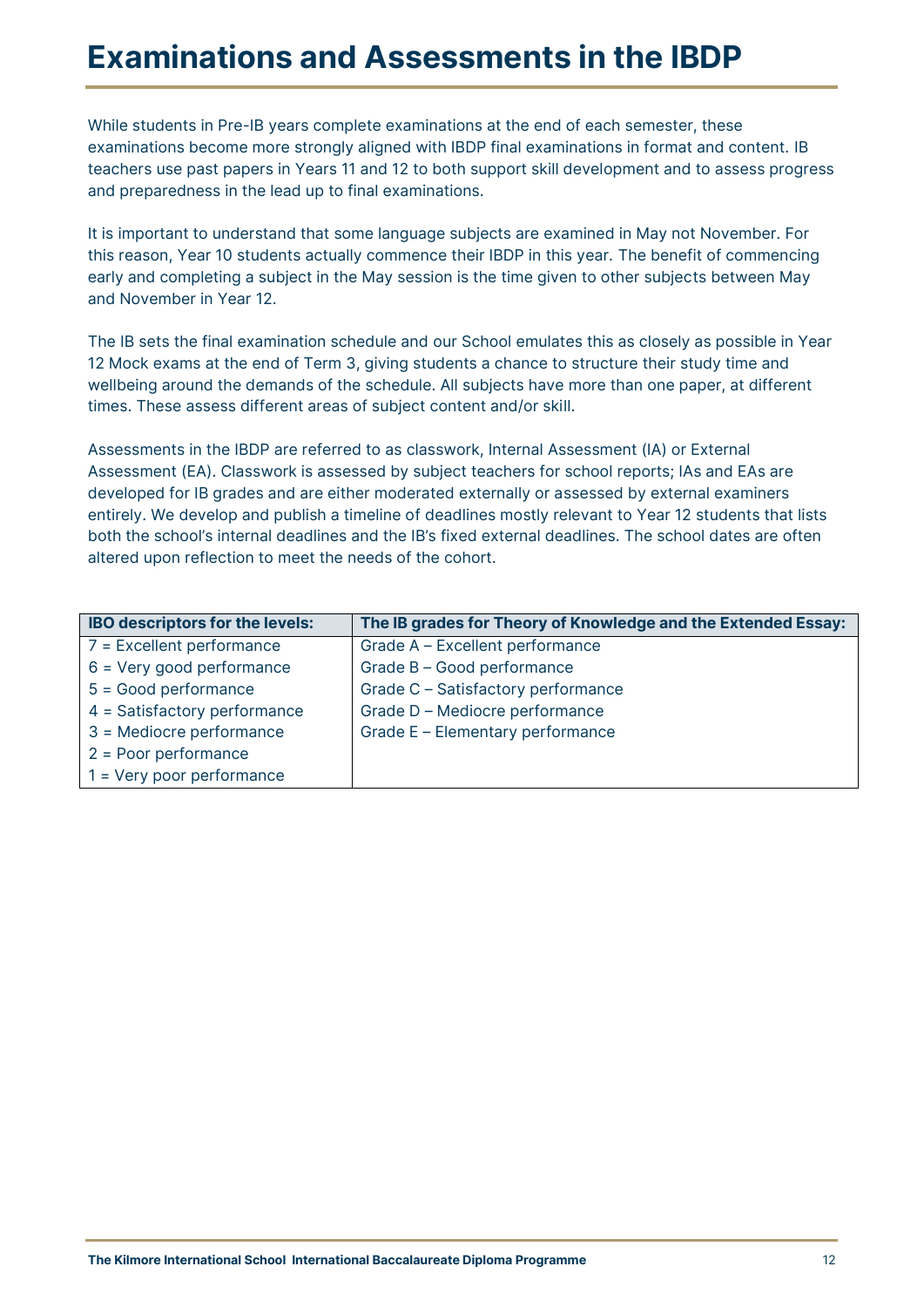# Examinations and Assessments in the IBDP

While students in Pre-IB years complete examinations at the end of each semester, these examinations become more strongly aligned with IBDP final examinations in format and content. IB teachers use past papers in Years 11 and 12 to both support skill development and to assess progress and preparedness in the lead up to final examinations.

It is important to understand that some language subjects are examined in May not November. For this reason, Year 10 students actually commence their IBDP in this year. The benefit of commencing early and completing a subject in the May session is the time given to other subjects between May and November in Year 12.

The IB sets the final examination schedule and our School emulates this as closely as possible in Year 12 Mock exams at the end of Term 3, giving students a chance to structure their study time and wellbeing around the demands of the schedule. All subjects have more than one paper, at different times. These assess different areas of subject content and/or skill.

Assessments in the IBDP are referred to as classwork, Internal Assessment (IA) or External Assessment (EA). Classwork is assessed by subject teachers for school reports; IAs and EAs are developed for IB grades and are either moderated externally or assessed by external examiners entirely. We develop and publish a timeline of deadlines mostly relevant to Year 12 students that lists both the school's internal deadlines and the IB's fixed external deadlines. The school dates are often altered upon reflection to meet the needs of the cohort.

| IBO descriptors for the levels: | The IB grades for Theory of Knowledge and the Extended Essay: |
|---|---|
| 7 = Excellent performance | Grade A – Excellent performance |
| 6 = Very good performance | Grade B – Good performance |
| 5 = Good performance | Grade C – Satisfactory performance |
| 4 = Satisfactory performance | Grade D – Mediocre performance |
| 3 = Mediocre performance | Grade E – Elementary performance |
| 2 = Poor performance | |
| 1 = Very poor performance | |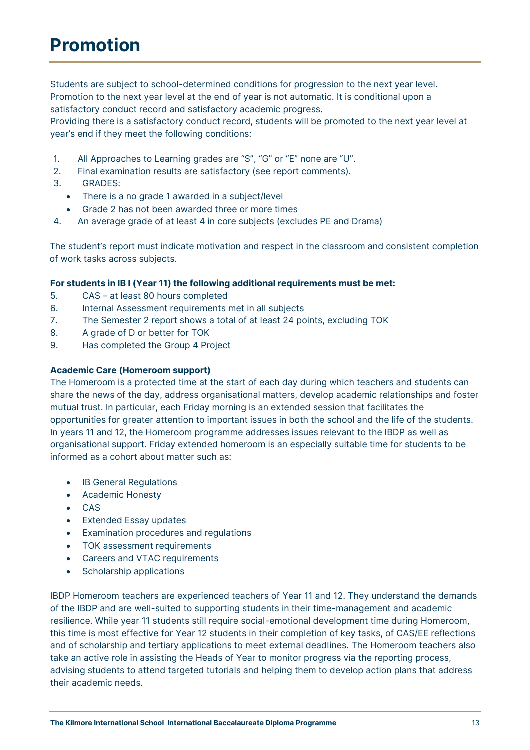# Promotion

Students are subject to school-determined conditions for progression to the next year level. Promotion to the next year level at the end of year is not automatic. It is conditional upon a satisfactory conduct record and satisfactory academic progress.
Providing there is a satisfactory conduct record, students will be promoted to the next year level at year's end if they meet the following conditions:

1. All Approaches to Learning grades are "S", "G" or "E" none are "U".
2. Final examination results are satisfactory (see report comments).
3. GRADES:
   - There is a no grade 1 awarded in a subject/level
   - Grade 2 has not been awarded three or more times
4. An average grade of at least 4 in core subjects (excludes PE and Drama)

The student's report must indicate motivation and respect in the classroom and consistent completion of work tasks across subjects.

**For students in IB I (Year 11) the following additional requirements must be met:**

5. CAS – at least 80 hours completed
6. Internal Assessment requirements met in all subjects
7. The Semester 2 report shows a total of at least 24 points, excluding TOK
8. A grade of D or better for TOK
9. Has completed the Group 4 Project

**Academic Care (Homeroom support)**

The Homeroom is a protected time at the start of each day during which teachers and students can share the news of the day, address organisational matters, develop academic relationships and foster mutual trust. In particular, each Friday morning is an extended session that facilitates the opportunities for greater attention to important issues in both the school and the life of the students. In years 11 and 12, the Homeroom programme addresses issues relevant to the IBDP as well as organisational support. Friday extended homeroom is an especially suitable time for students to be informed as a cohort about matter such as:

- IB General Regulations
- Academic Honesty
- CAS
- Extended Essay updates
- Examination procedures and regulations
- TOK assessment requirements
- Careers and VTAC requirements
- Scholarship applications

IBDP Homeroom teachers are experienced teachers of Year 11 and 12. They understand the demands of the IBDP and are well-suited to supporting students in their time-management and academic resilience. While year 11 students still require social-emotional development time during Homeroom, this time is most effective for Year 12 students in their completion of key tasks, of CAS/EE reflections and of scholarship and tertiary applications to meet external deadlines. The Homeroom teachers also take an active role in assisting the Heads of Year to monitor progress via the reporting process, advising students to attend targeted tutorials and helping them to develop action plans that address their academic needs.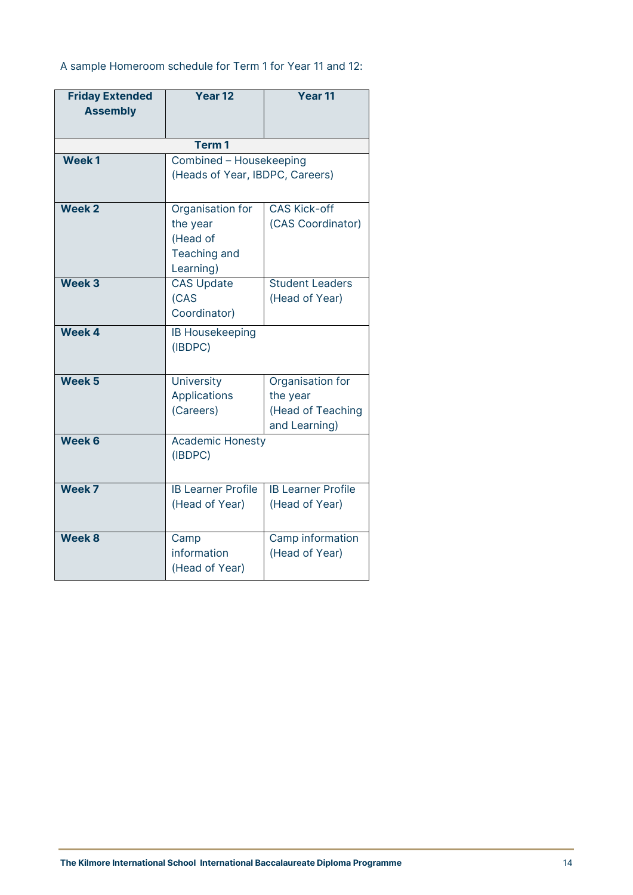A sample Homeroom schedule for Term 1 for Year 11 and 12:

| Friday Extended Assembly | Year 12 | Year 11 |
|---|---|---|
| **Term 1** | | |
| **Week 1** | Combined – Housekeeping (Heads of Year, IBDPC, Careers) | |
| **Week 2** | Organisation for the year (Head of Teaching and Learning) | CAS Kick-off (CAS Coordinator) |
| **Week 3** | CAS Update (CAS Coordinator) | Student Leaders (Head of Year) |
| **Week 4** | IB Housekeeping (IBDPC) | |
| **Week 5** | University Applications (Careers) | Organisation for the year (Head of Teaching and Learning) |
| **Week 6** | Academic Honesty (IBDPC) | |
| **Week 7** | IB Learner Profile (Head of Year) | IB Learner Profile (Head of Year) |
| **Week 8** | Camp information (Head of Year) | Camp information (Head of Year) |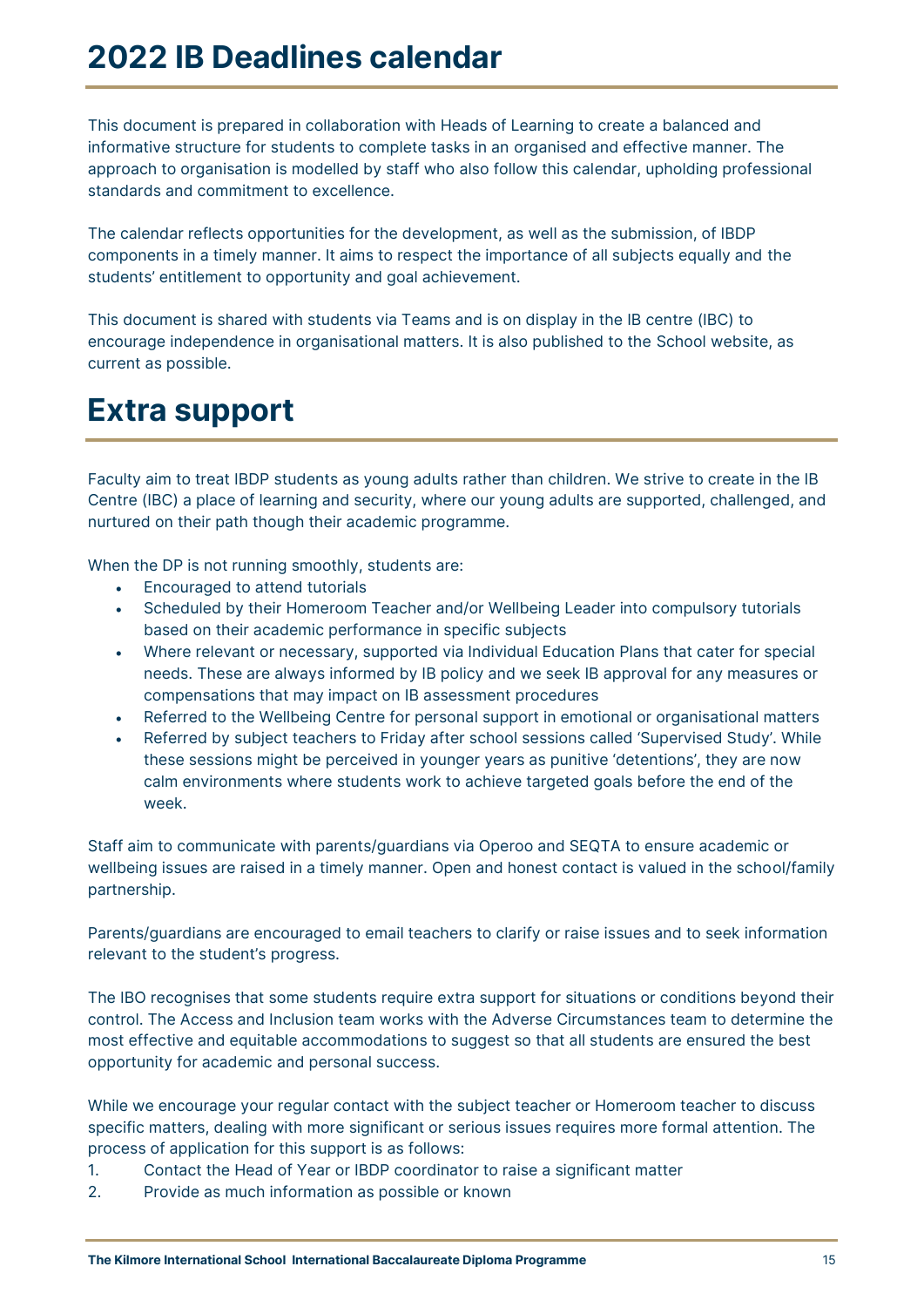# 2022 IB Deadlines calendar

This document is prepared in collaboration with Heads of Learning to create a balanced and informative structure for students to complete tasks in an organised and effective manner. The approach to organisation is modelled by staff who also follow this calendar, upholding professional standards and commitment to excellence.

The calendar reflects opportunities for the development, as well as the submission, of IBDP components in a timely manner. It aims to respect the importance of all subjects equally and the students' entitlement to opportunity and goal achievement.

This document is shared with students via Teams and is on display in the IB centre (IBC) to encourage independence in organisational matters. It is also published to the School website, as current as possible.

# Extra support

Faculty aim to treat IBDP students as young adults rather than children. We strive to create in the IB Centre (IBC) a place of learning and security, where our young adults are supported, challenged, and nurtured on their path though their academic programme.

When the DP is not running smoothly, students are:

- Encouraged to attend tutorials
- Scheduled by their Homeroom Teacher and/or Wellbeing Leader into compulsory tutorials based on their academic performance in specific subjects
- Where relevant or necessary, supported via Individual Education Plans that cater for special needs. These are always informed by IB policy and we seek IB approval for any measures or compensations that may impact on IB assessment procedures
- Referred to the Wellbeing Centre for personal support in emotional or organisational matters
- Referred by subject teachers to Friday after school sessions called 'Supervised Study'. While these sessions might be perceived in younger years as punitive 'detentions', they are now calm environments where students work to achieve targeted goals before the end of the week.

Staff aim to communicate with parents/guardians via Operoo and SEQTA to ensure academic or wellbeing issues are raised in a timely manner. Open and honest contact is valued in the school/family partnership.

Parents/guardians are encouraged to email teachers to clarify or raise issues and to seek information relevant to the student's progress.

The IBO recognises that some students require extra support for situations or conditions beyond their control. The Access and Inclusion team works with the Adverse Circumstances team to determine the most effective and equitable accommodations to suggest so that all students are ensured the best opportunity for academic and personal success.

While we encourage your regular contact with the subject teacher or Homeroom teacher to discuss specific matters, dealing with more significant or serious issues requires more formal attention. The process of application for this support is as follows:

1. Contact the Head of Year or IBDP coordinator to raise a significant matter
2. Provide as much information as possible or known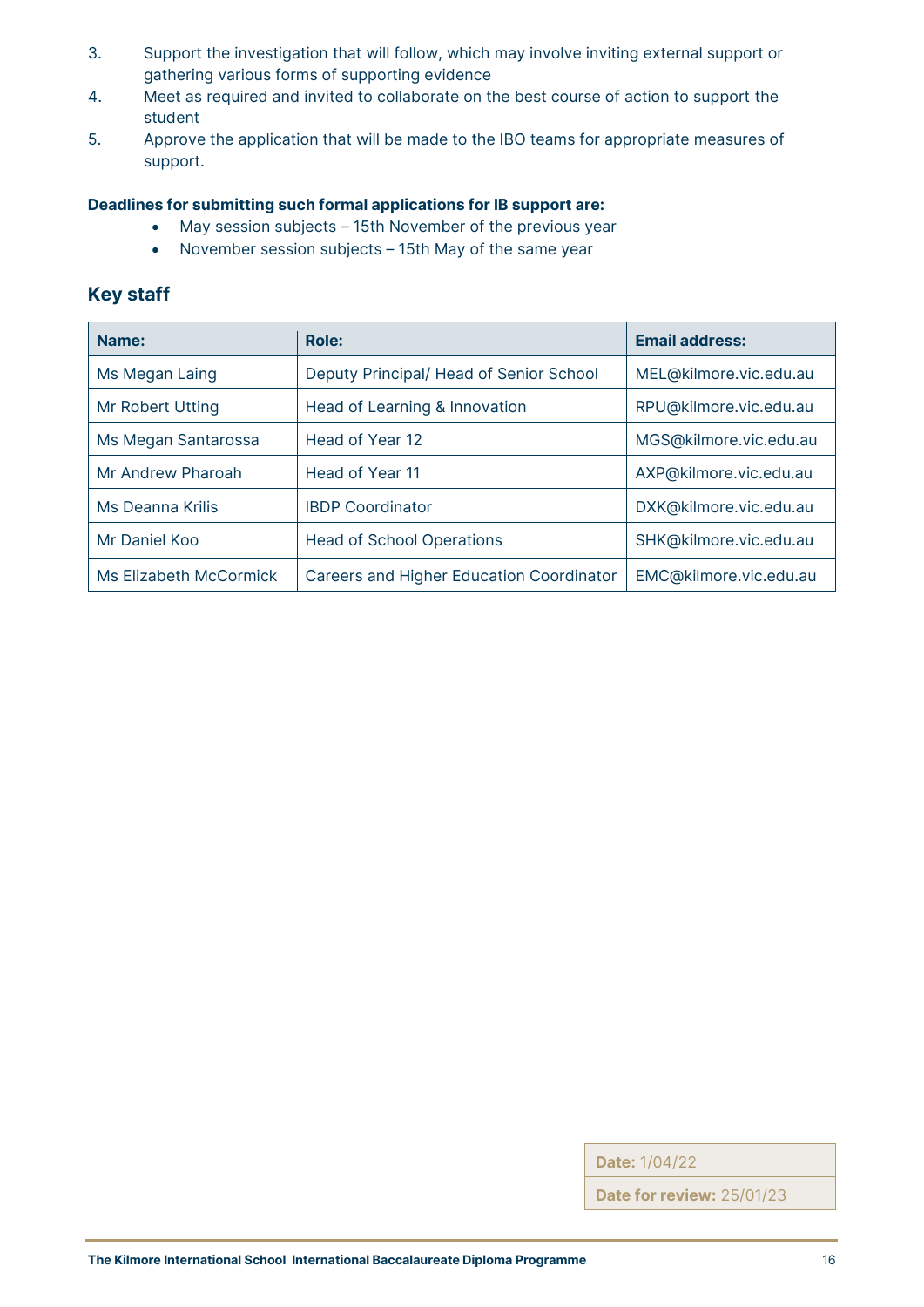3. Support the investigation that will follow, which may involve inviting external support or gathering various forms of supporting evidence
4. Meet as required and invited to collaborate on the best course of action to support the student
5. Approve the application that will be made to the IBO teams for appropriate measures of support.

**Deadlines for submitting such formal applications for IB support are:**

- May session subjects – 15th November of the previous year
- November session subjects – 15th May of the same year

## Key staff

| Name: | Role: | Email address: |
|---|---|---|
| Ms Megan Laing | Deputy Principal/ Head of Senior School | MEL@kilmore.vic.edu.au |
| Mr Robert Utting | Head of Learning & Innovation | RPU@kilmore.vic.edu.au |
| Ms Megan Santarossa | Head of Year 12 | MGS@kilmore.vic.edu.au |
| Mr Andrew Pharoah | Head of Year 11 | AXP@kilmore.vic.edu.au |
| Ms Deanna Krilis | IBDP Coordinator | DXK@kilmore.vic.edu.au |
| Mr Daniel Koo | Head of School Operations | SHK@kilmore.vic.edu.au |
| Ms Elizabeth McCormick | Careers and Higher Education Coordinator | EMC@kilmore.vic.edu.au |

**Date:** 1/04/22

**Date for review:** 25/01/23